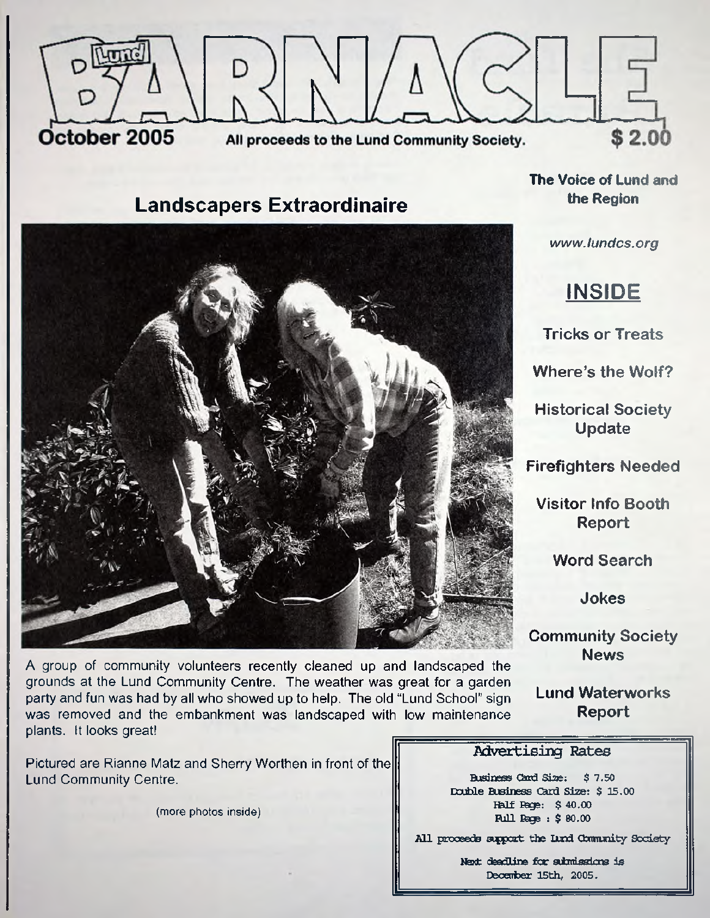# Lund BARNACLE

**October 2005** — All proceeds to the Lund Community Society. — **$ 2.00**

**The Voice of Lund and the Region**

*www.lundcs.org*

## Landscapers Extraordinaire

A group of community volunteers recently cleaned up and landscaped the grounds at the Lund Community Centre. The weather was great for a garden party and fun was had by all who showed up to help. The old "Lund School" sign was removed and the embankment was landscaped with low maintenance plants. It looks great!

Pictured are Rianne Matz and Sherry Worthen in front of the Lund Community Centre.

(more photos inside)

## INSIDE

- Tricks or Treats
- Where's the Wolf?
- Historical Society Update
- Firefighters Needed
- Visitor Info Booth Report
- Word Search
- Jokes
- Community Society News
- Lund Waterworks Report

### Advertising Rates

Business Card Size: $ 7.50
Double Business Card Size: $ 15.00
Half Page: $ 40.00
Full Page : $ 80.00

All proceeds support the Lund Community Society

Next deadline for submissions is December 15th, 2005.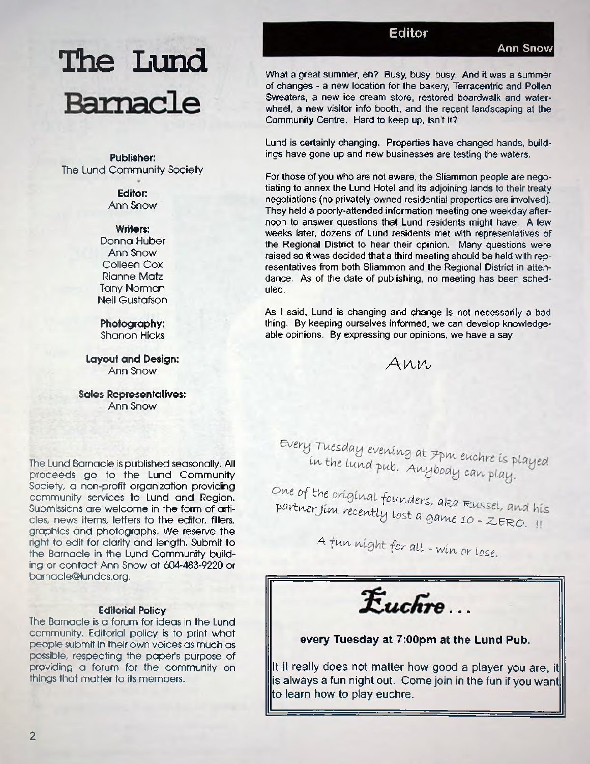# The Lund Barnacle

**Publisher:**
The Lund Community Society

**Editor:**
Ann Snow

**Writers:**
Donna Huber
Ann Snow
Colleen Cox
Rianne Matz
Tany Norman
Neil Gustafson

**Photography:**
Shanon Hicks

**Layout and Design:**
Ann Snow

**Sales Representatives:**
Ann Snow

The Lund Barnacle is published seasonally. All proceeds go to the Lund Community Society, a non-profit organization providing community services to Lund and Region. Submissions are welcome in the form of articles, news items, letters to the editor, fillers, graphics and photographs. We reserve the right to edit for clarity and length. Submit to the Barnacle in the Lund Community building or contact Ann Snow at 604-483-9220 or barnacle@lundcs.org.

**Editorial Policy**

The Barnacle is a forum for ideas in the Lund community. Editorial policy is to print what people submit in their own voices as much as possible, respecting the paper's purpose of providing a forum for the community on things that matter to its members.

## Editor

**Ann Snow**

What a great summer, eh? Busy, busy, busy. And it was a summer of changes - a new location for the bakery, Terracentric and Pollen Sweaters, a new ice cream store, restored boardwalk and waterwheel, a new visitor info booth, and the recent landscaping at the Community Centre. Hard to keep up, isn't it?

Lund is certainly changing. Properties have changed hands, buildings have gone up and new businesses are testing the waters.

For those of you who are not aware, the Sliammon people are negotiating to annex the Lund Hotel and its adjoining lands to their treaty negotiations (no privately-owned residential properties are involved). They held a poorly-attended information meeting one weekday afternoon to answer questions that Lund residents might have. A few weeks later, dozens of Lund residents met with representatives of the Regional District to hear their opinion. Many questions were raised so it was decided that a third meeting should be held with representatives from both Sliammon and the Regional District in attendance. As of the date of publishing, no meeting has been scheduled.

As I said, Lund is changing and change is not necessarily a bad thing. By keeping ourselves informed, we can develop knowledgeable opinions. By expressing our opinions, we have a say.

*Ann*

*Every Tuesday evening at 7pm euchre is played in the lund pub. Anybody can play.*

*One of the original founders, aka Russel, and his partner Jim recently lost a game 10 - ZERO. !!*

*A fun night for all - win or lose.*

## Euchre . . .

**every Tuesday at 7:00pm at the Lund Pub.**

It it really does not matter how good a player you are, it is always a fun night out. Come join in the fun if you want to learn how to play euchre.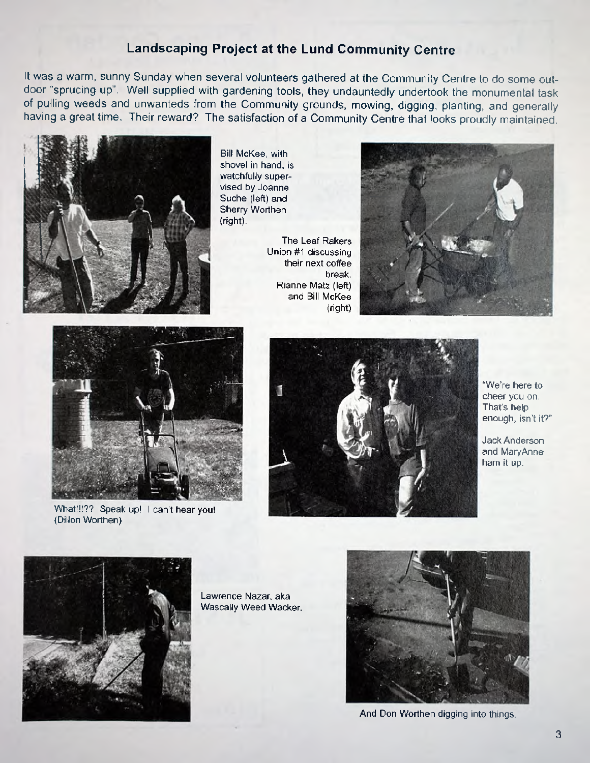## Landscaping Project at the Lund Community Centre

It was a warm, sunny Sunday when several volunteers gathered at the Community Centre to do some outdoor "sprucing up". Well supplied with gardening tools, they undauntedly undertook the monumental task of pulling weeds and unwanteds from the Community grounds, mowing, digging, planting, and generally having a great time. Their reward? The satisfaction of a Community Centre that looks proudly maintained.

Bill McKee, with shovel in hand, is watchfully supervised by Joanne Suche (left) and Sherry Worthen (right).

The Leaf Rakers Union #1 discussing their next coffee break. Rianne Matz (left) and Bill McKee (right)

What!!!?? Speak up! I can't hear you! (Dillon Worthen)

"We're here to cheer you on. That's help enough, isn't it?"

Jack Anderson and MaryAnne ham it up.

Lawrence Nazar, aka Wascally Weed Wacker.

And Don Worthen digging into things.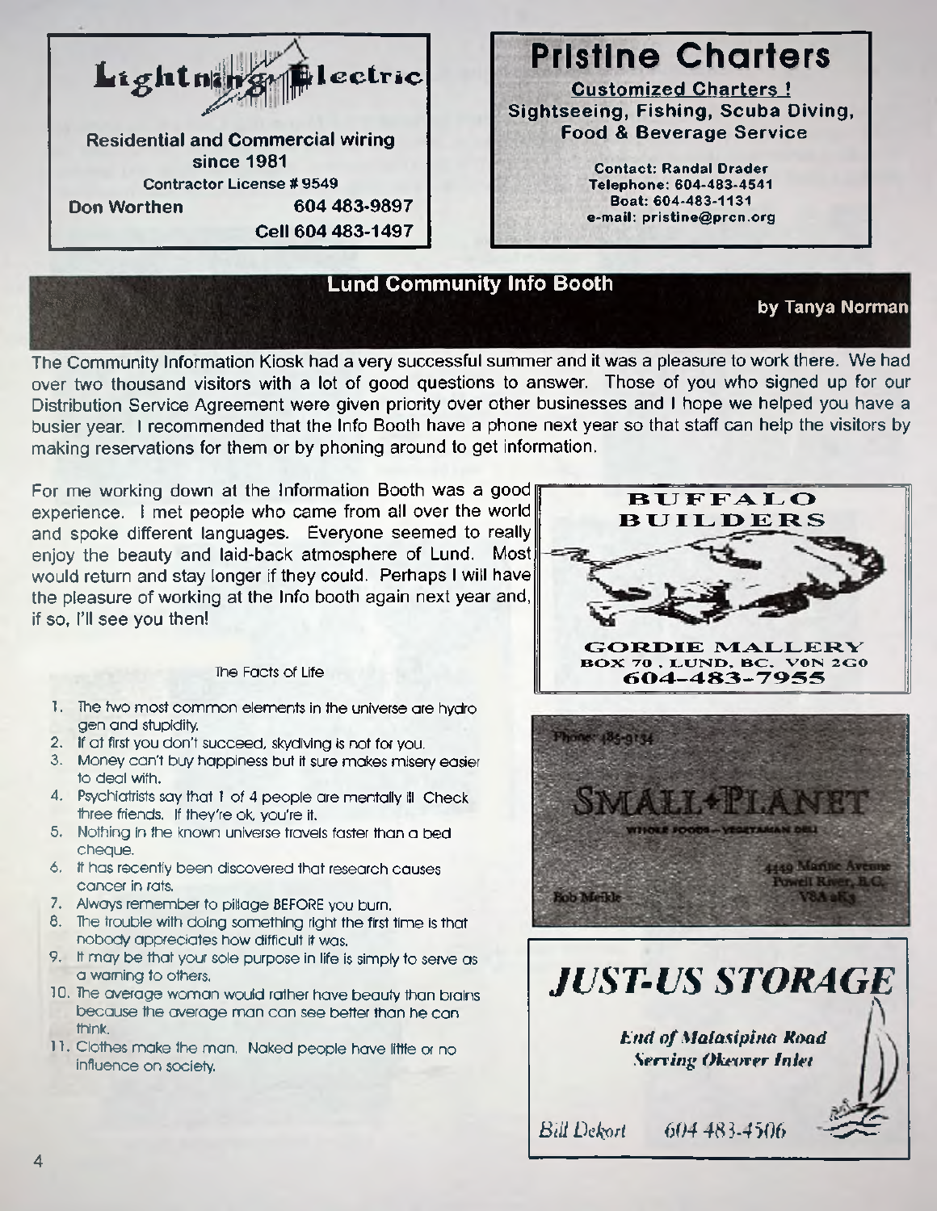**Lightning Electric**

Residential and Commercial wiring since 1981

Contractor License # 9549

Don Worthen 604 483-9897

Cell 604 483-1497

**Pristine Charters**

Customized Charters !

Sightseeing, Fishing, Scuba Diving, Food & Beverage Service

Contact: Randal Drader
Telephone: 604-483-4541
Boat: 604-483-1131
e-mail: pristine@prcn.org

## Lund Community Info Booth

**by Tanya Norman**

The Community Information Kiosk had a very successful summer and it was a pleasure to work there. We had over two thousand visitors with a lot of good questions to answer. Those of you who signed up for our Distribution Service Agreement were given priority over other businesses and I hope we helped you have a busier year. I recommended that the Info Booth have a phone next year so that staff can help the visitors by making reservations for them or by phoning around to get information.

For me working down at the Information Booth was a good experience. I met people who came from all over the world and spoke different languages. Everyone seemed to really enjoy the beauty and laid-back atmosphere of Lund. Most would return and stay longer if they could. Perhaps I will have the pleasure of working at the Info booth again next year and, if so, I'll see you then!

**BUFFALO BUILDERS**

GORDIE MALLERY
BOX 70 , LUND, BC. V0N 2G0
604-483-7955

### The Facts of Life

1. The two most common elements in the universe are hydrogen and stupidity.
2. If at first you don't succeed, skydiving is not for you.
3. Money can't buy happiness but it sure makes misery easier to deal with.
4. Psychiatrists say that 1 of 4 people are mentally ill. Check three friends. If they're ok, you're it.
5. Nothing in the known universe travels faster than a bad cheque.
6. It has recently been discovered that research causes cancer in rats.
7. Always remember to pillage BEFORE you burn.
8. The trouble with doing something right the first time is that nobody appreciates how difficult it was.
9. It may be that your sole purpose in life is simply to serve as a warning to others.
10. The average woman would rather have beauty than brains because the average man can see better than he can think.
11. Clothes make the man. Naked people have little or no influence on society.

Phone: 485-9134

**SMALL✦PLANET**

WHOLE FOODS – VEGETARIAN DELI

Bob Meikle

4449 Marine Avenue
Powell River, B.C.
V8A 2K3

***JUST-US STORAGE***

*End of Malaspina Road*
*Serving Okeover Inlet*

*Bill Dekort* 604 483-4506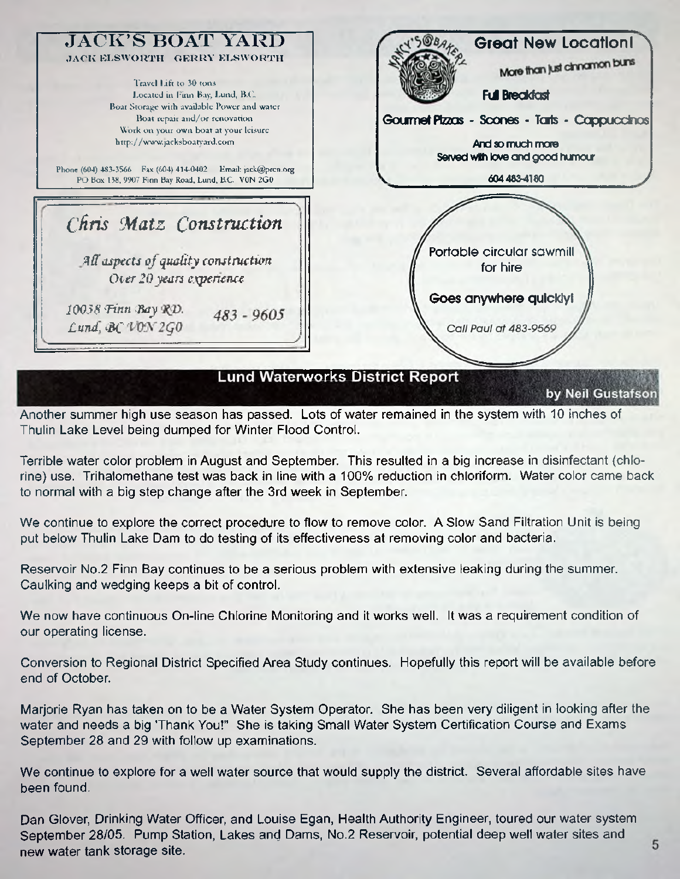**JACK'S BOAT YARD**

JACK ELSWORTH GERRY ELSWORTH

Travel Lift to 30 tons
Located in Finn Bay, Lund, B.C.
Boat Storage with available Power and water
Boat repair and/or renovation
Work on your own boat at your leisure
http://www.jacksboatyard.com

Phone (604) 483-3566 Fax (604) 414-0402 Email: jack@prcn.org
PO Box 138, 9907 Finn Bay Road, Lund, B.C. V0N 2G0

**NANCY'S BAKERY**

**Great New Location!**

More than just cinnamon buns

**Full Breakfast**

**Gourmet Pizzas - Scones - Tarts - Cappuccinos**

And so much more
Served with love and good humour

604 483-4180

*Chris Matz Construction*

*All aspects of quality construction*
*Over 20 years experience*

*10038 Finn Bay RD.*
*Lund, BC V0N 2G0*

*483 - 9605*

Portable circular sawmill for hire

**Goes anywhere quickly!**

*Call Paul at 483-9569*

## Lund Waterworks District Report

**by Neil Gustafson**

Another summer high use season has passed. Lots of water remained in the system with 10 inches of Thulin Lake Level being dumped for Winter Flood Control.

Terrible water color problem in August and September. This resulted in a big increase in disinfectant (chlorine) use. Trihalomethane test was back in line with a 100% reduction in chloriform. Water color came back to normal with a big step change after the 3rd week in September.

We continue to explore the correct procedure to flow to remove color. A Slow Sand Filtration Unit is being put below Thulin Lake Dam to do testing of its effectiveness at removing color and bacteria.

Reservoir No.2 Finn Bay continues to be a serious problem with extensive leaking during the summer. Caulking and wedging keeps a bit of control.

We now have continuous On-line Chlorine Monitoring and it works well. It was a requirement condition of our operating license.

Conversion to Regional District Specified Area Study continues. Hopefully this report will be available before end of October.

Marjorie Ryan has taken on to be a Water System Operator. She has been very diligent in looking after the water and needs a big 'Thank You!" She is taking Small Water System Certification Course and Exams September 28 and 29 with follow up examinations.

We continue to explore for a well water source that would supply the district. Several affordable sites have been found.

Dan Glover, Drinking Water Officer, and Louise Egan, Health Authority Engineer, toured our water system September 28/05. Pump Station, Lakes and Dams, No.2 Reservoir, potential deep well water sites and new water tank storage site.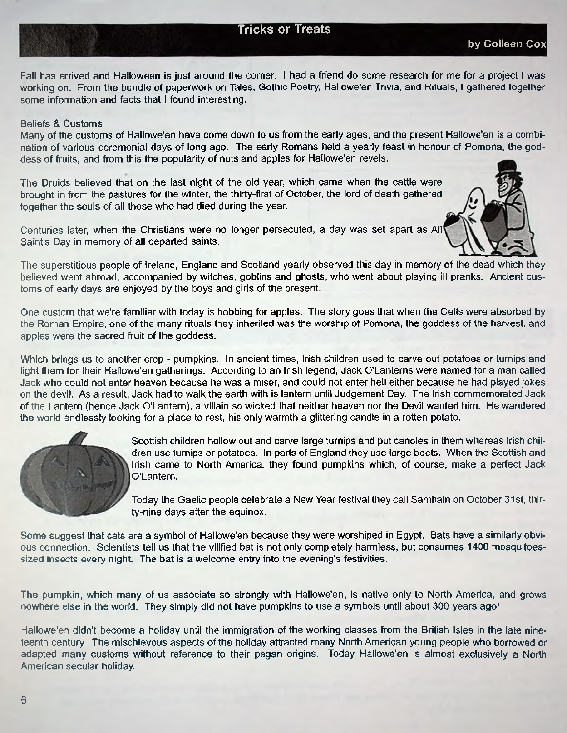## Tricks or Treats

**by Colleen Cox**

Fall has arrived and Halloween is just around the corner. I had a friend do some research for me for a project I was working on. From the bundle of paperwork on Tales, Gothic Poetry, Hallowe'en Trivia, and Rituals, I gathered together some information and facts that I found interesting.

### Beliefs & Customs

Many of the customs of Hallowe'en have come down to us from the early ages, and the present Hallowe'en is a combination of various ceremonial days of long ago. The early Romans held a yearly feast in honour of Pomona, the goddess of fruits, and from this the popularity of nuts and apples for Hallowe'en revels.

The Druids believed that on the last night of the old year, which came when the cattle were brought in from the pastures for the winter, the thirty-first of October, the lord of death gathered together the souls of all those who had died during the year.

Centuries later, when the Christians were no longer persecuted, a day was set apart as All Saint's Day in memory of all departed saints.

The superstitious people of Ireland, England and Scotland yearly observed this day in memory of the dead which they believed went abroad, accompanied by witches, goblins and ghosts, who went about playing ill pranks. Ancient customs of early days are enjoyed by the boys and girls of the present.

One custom that we're familiar with today is bobbing for apples. The story goes that when the Celts were absorbed by the Roman Empire, one of the many rituals they inherited was the worship of Pomona, the goddess of the harvest, and apples were the sacred fruit of the goddess.

Which brings us to another crop - pumpkins. In ancient times, Irish children used to carve out potatoes or turnips and light them for their Hallowe'en gatherings. According to an Irish legend, Jack O'Lanterns were named for a man called Jack who could not enter heaven because he was a miser, and could not enter hell either because he had played jokes on the devil. As a result, Jack had to walk the earth with is lantern until Judgement Day. The Irish commemorated Jack of the Lantern (hence Jack O'Lantern), a villain so wicked that neither heaven nor the Devil wanted him. He wandered the world endlessly looking for a place to rest, his only warmth a glittering candle in a rotten potato.

Scottish children hollow out and carve large turnips and put candles in them whereas Irish children use turnips or potatoes. In parts of England they use large beets. When the Scottish and Irish came to North America, they found pumpkins which, of course, make a perfect Jack O'Lantern.

Today the Gaelic people celebrate a New Year festival they call Samhain on October 31st, thirty-nine days after the equinox.

Some suggest that cats are a symbol of Hallowe'en because they were worshiped in Egypt. Bats have a similarly obvious connection. Scientists tell us that the vilified bat is not only completely harmless, but consumes 1400 mosquitoes-sized insects every night. The bat is a welcome entry into the evening's festivities.

The pumpkin, which many of us associate so strongly with Hallowe'en, is native only to North America, and grows nowhere else in the world. They simply did not have pumpkins to use a symbols until about 300 years ago!

Hallowe'en didn't become a holiday until the immigration of the working classes from the British Isles in the late nineteenth century. The mischievous aspects of the holiday attracted many North American young people who borrowed or adapted many customs without reference to their pagan origins. Today Hallowe'en is almost exclusively a North American secular holiday.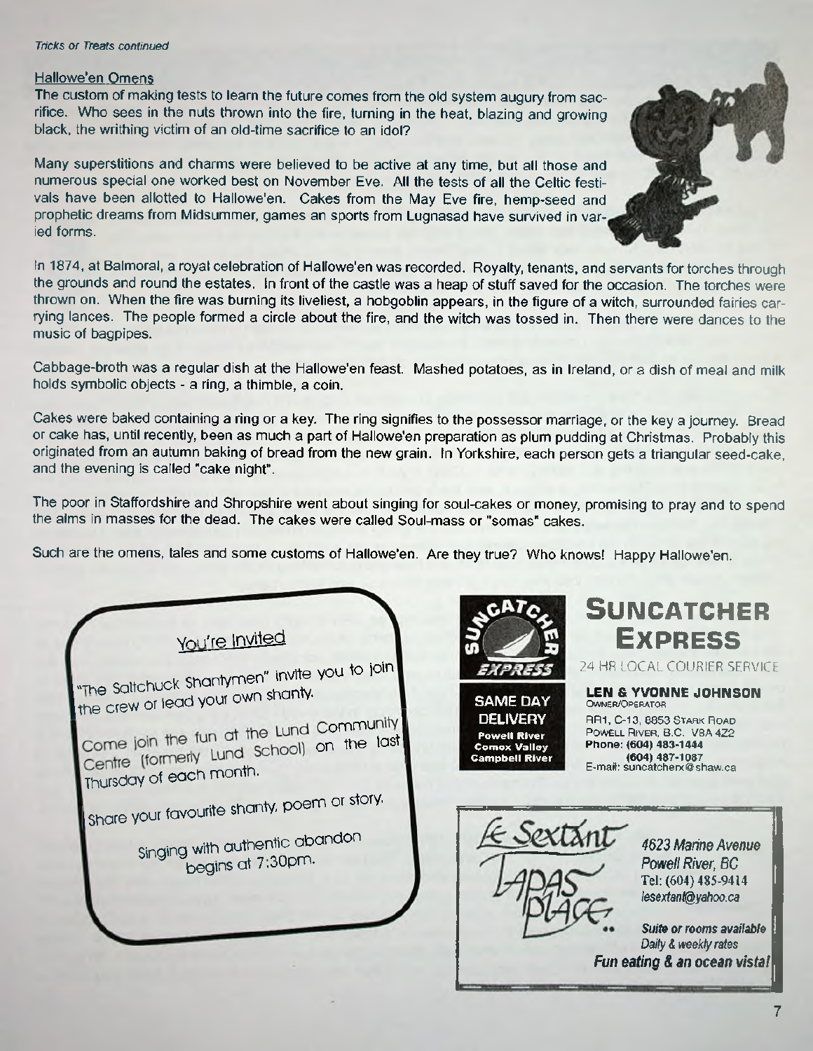*Tricks or Treats continued*

## Hallowe'en Omens

The custom of making tests to learn the future comes from the old system augury from sacrifice. Who sees in the nuts thrown into the fire, turning in the heat, blazing and growing black, the writhing victim of an old-time sacrifice to an idol?

Many superstitions and charms were believed to be active at any time, but all those and numerous special one worked best on November Eve. All the tests of all the Celtic festivals have been allotted to Hallowe'en. Cakes from the May Eve fire, hemp-seed and prophetic dreams from Midsummer, games an sports from Lugnasad have survived in varied forms.

In 1874, at Balmoral, a royal celebration of Hallowe'en was recorded. Royalty, tenants, and servants for torches through the grounds and round the estates. In front of the castle was a heap of stuff saved for the occasion. The torches were thrown on. When the fire was burning its liveliest, a hobgoblin appears, in the figure of a witch, surrounded fairies carrying lances. The people formed a circle about the fire, and the witch was tossed in. Then there were dances to the music of bagpipes.

Cabbage-broth was a regular dish at the Hallowe'en feast. Mashed potatoes, as in Ireland, or a dish of meal and milk holds symbolic objects - a ring, a thimble, a coin.

Cakes were baked containing a ring or a key. The ring signifies to the possessor marriage, or the key a journey. Bread or cake has, until recently, been as much a part of Hallowe'en preparation as plum pudding at Christmas. Probably this originated from an autumn baking of bread from the new grain. In Yorkshire, each person gets a triangular seed-cake, and the evening is called "cake night".

The poor in Staffordshire and Shropshire went about singing for soul-cakes or money, promising to pray and to spend the alms in masses for the dead. The cakes were called Soul-mass or "somas" cakes.

Such are the omens, tales and some customs of Hallowe'en. Are they true? Who knows! Happy Hallowe'en.

---

### You're Invited

"The Saltchuck Shantymen" invite you to join the crew or lead your own shanty.

Come join the fun at the Lund Community Centre (formerly Lund School) on the last Thursday of each month.

Share your favourite shanty, poem or story.

Singing with authentic abandon begins at 7:30pm.

---

## SUNCATCHER EXPRESS

24 HR LOCAL COURIER SERVICE

SAME DAY DELIVERY
Powell River
Comox Valley
Campbell River

**LEN & YVONNE JOHNSON**
OWNER/OPERATOR
RR1, C-13, 8853 Stark Road
Powell River, B.C. V8A 4Z2
Phone: (604) 483-1444
(604) 487-1087
E-mail: suncatcherx@shaw.ca

---

## Le Sextant Tapas Place

*4623 Marine Avenue*
*Powell River, BC*
Tel: (604) 485-9414
*lesextant@yahoo.ca*

***Suite or rooms available***
*Daily & weekly rates*
***Fun eating & an ocean vista!***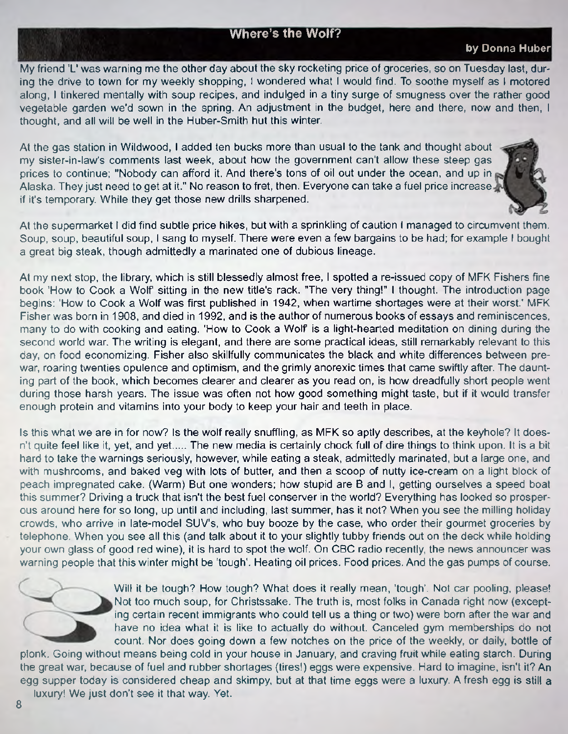## Where's the Wolf?

**by Donna Huber**

My friend 'L' was warning me the other day about the sky rocketing price of groceries, so on Tuesday last, during the drive to town for my weekly shopping, I wondered what I would find. To soothe myself as I motored along, I tinkered mentally with soup recipes, and indulged in a tiny surge of smugness over the rather good vegetable garden we'd sown in the spring. An adjustment in the budget, here and there, now and then, I thought, and all will be well in the Huber-Smith hut this winter.

At the gas station in Wildwood, I added ten bucks more than usual to the tank and thought about my sister-in-law's comments last week, about how the government can't allow these steep gas prices to continue; "Nobody can afford it. And there's tons of oil out under the ocean, and up in Alaska. They just need to get at it." No reason to fret, then. Everyone can take a fuel price increase if it's temporary. While they get those new drills sharpened.

At the supermarket I did find subtle price hikes, but with a sprinkling of caution I managed to circumvent them. Soup, soup, beautiful soup, I sang to myself. There were even a few bargains to be had; for example I bought a great big steak, though admittedly a marinated one of dubious lineage.

At my next stop, the library, which is still blessedly almost free, I spotted a re-issued copy of MFK Fishers fine book 'How to Cook a Wolf' sitting in the new title's rack. "The very thing!" I thought. The introduction page begins: 'How to Cook a Wolf was first published in 1942, when wartime shortages were at their worst.' MFK Fisher was born in 1908, and died in 1992, and is the author of numerous books of essays and reminiscences, many to do with cooking and eating. 'How to Cook a Wolf' is a light-hearted meditation on dining during the second world war. The writing is elegant, and there are some practical ideas, still remarkably relevant to this day, on food economizing. Fisher also skillfully communicates the black and white differences between pre-war, roaring twenties opulence and optimism, and the grimly anorexic times that came swiftly after. The daunting part of the book, which becomes clearer and clearer as you read on, is how dreadfully short people went during those harsh years. The issue was often not how good something might taste, but if it would transfer enough protein and vitamins into your body to keep your hair and teeth in place.

Is this what we are in for now? Is the wolf really snuffling, as MFK so aptly describes, at the keyhole? It doesn't quite feel like it, yet, and yet..... The new media is certainly chock full of dire things to think upon. It is a bit hard to take the warnings seriously, however, while eating a steak, admittedly marinated, but a large one, and with mushrooms, and baked veg with lots of butter, and then a scoop of nutty ice-cream on a light block of peach impregnated cake. (Warm) But one wonders; how stupid are B and I, getting ourselves a speed boat this summer? Driving a truck that isn't the best fuel conserver in the world? Everything has looked so prosperous around here for so long, up until and including, last summer, has it not? When you see the milling holiday crowds, who arrive in late-model SUV's, who buy booze by the case, who order their gourmet groceries by telephone. When you see all this (and talk about it to your slightly tubby friends out on the deck while holding your own glass of good red wine), it is hard to spot the wolf. On CBC radio recently, the news announcer was warning people that this winter might be 'tough'. Heating oil prices. Food prices. And the gas pumps of course.

Will it be tough? How tough? What does it really mean, 'tough'. Not car pooling, please! Not too much soup, for Christssake. The truth is, most folks in Canada right now (excepting certain recent immigrants who could tell us a thing or two) were born after the war and have no idea what it is like to actually do without. Canceled gym memberships do not count. Nor does going down a few notches on the price of the weekly, or daily, bottle of plonk. Going without means being cold in your house in January, and craving fruit while eating starch. During the great war, because of fuel and rubber shortages (tires!) eggs were expensive. Hard to imagine, isn't it? An egg supper today is considered cheap and skimpy, but at that time eggs were a luxury. A fresh egg is still a luxury! We just don't see it that way. Yet.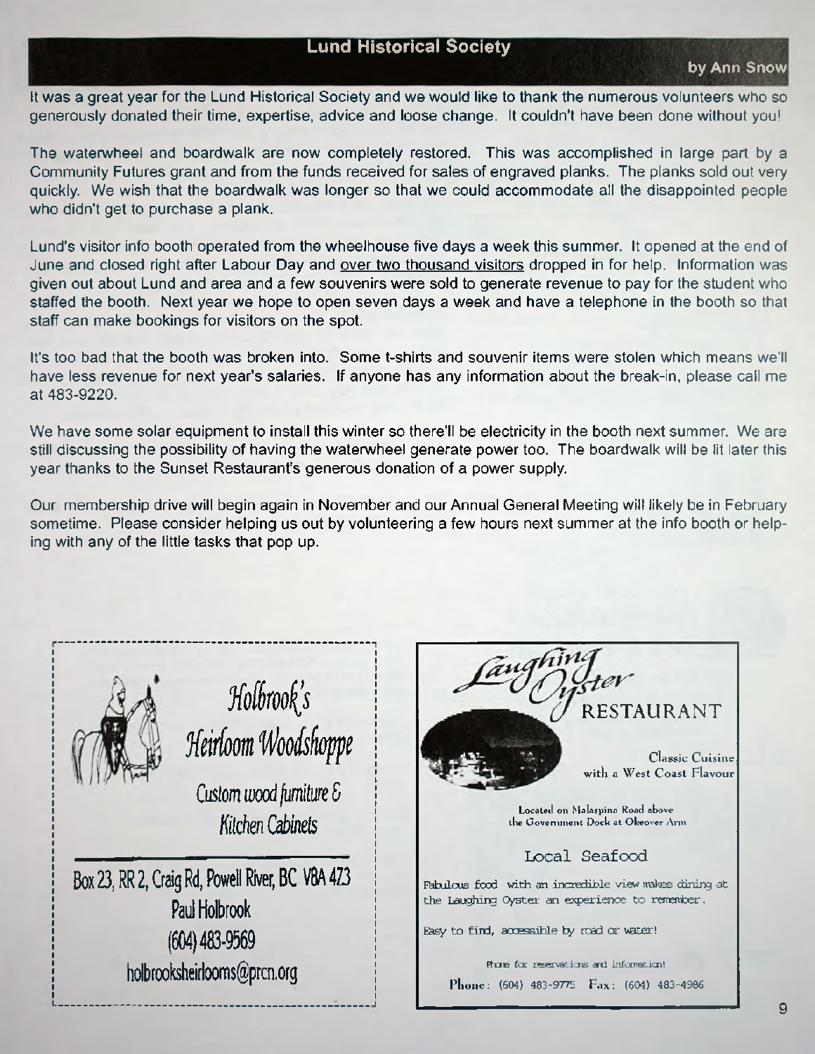## Lund Historical Society

**by Ann Snow**

It was a great year for the Lund Historical Society and we would like to thank the numerous volunteers who so generously donated their time, expertise, advice and loose change. It couldn't have been done without you!

The waterwheel and boardwalk are now completely restored. This was accomplished in large part by a Community Futures grant and from the funds received for sales of engraved planks. The planks sold out very quickly. We wish that the boardwalk was longer so that we could accommodate all the disappointed people who didn't get to purchase a plank.

Lund's visitor info booth operated from the wheelhouse five days a week this summer. It opened at the end of June and closed right after Labour Day and over two thousand visitors dropped in for help. Information was given out about Lund and area and a few souvenirs were sold to generate revenue to pay for the student who staffed the booth. Next year we hope to open seven days a week and have a telephone in the booth so that staff can make bookings for visitors on the spot.

It's too bad that the booth was broken into. Some t-shirts and souvenir items were stolen which means we'll have less revenue for next year's salaries. If anyone has any information about the break-in, please call me at 483-9220.

We have some solar equipment to install this winter so there'll be electricity in the booth next summer. We are still discussing the possibility of having the waterwheel generate power too. The boardwalk will be lit later this year thanks to the Sunset Restaurant's generous donation of a power supply.

Our membership drive will begin again in November and our Annual General Meeting will likely be in February sometime. Please consider helping us out by volunteering a few hours next summer at the info booth or helping with any of the little tasks that pop up.

---

**Holbrook's Heirloom Woodshoppe**

Custom wood furniture & Kitchen Cabinets

Box 23, RR 2, Craig Rd, Powell River, BC V8A 4Z3
Paul Holbrook
(604) 483-9569
holbrooksheirlooms@prcn.org

---

**Laughing Oyster RESTAURANT**

Classic Cuisine with a West Coast Flavour

Located on Malaspina Road above the Government Dock at Okeover Arm

Local Seafood

Fabulous food with an incredible view makes dining at the Laughing Oyster an experience to remember.

Easy to find, accessible by road or water!

Phone for reservations and information!

Phone: (604) 483-9775 Fax: (604) 483-4986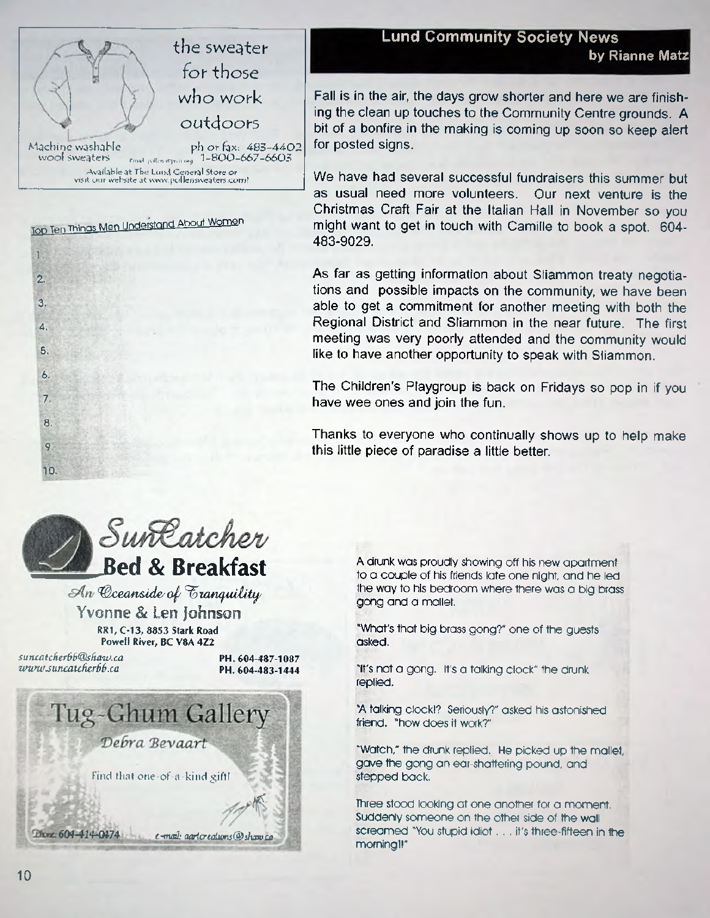the sweater for those who work outdoors

Machine washable wool sweaters

ph or fax: 483-4402
Email: pollen@prcn.org 1-800-667-6603

Available at The Lund General Store or visit our website at www.pollensweaters.com!

## Lund Community Society News

**by Rianne Matz**

Fall is in the air, the days grow shorter and here we are finishing the clean up touches to the Community Centre grounds. A bit of a bonfire in the making is coming up soon so keep alert for posted signs.

We have had several successful fundraisers this summer but as usual need more volunteers. Our next venture is the Christmas Craft Fair at the Italian Hall in November so you might want to get in touch with Camille to book a spot. 604-483-9029.

As far as getting information about Sliammon treaty negotiations and possible impacts on the community, we have been able to get a commitment for another meeting with both the Regional District and Sliammon in the near future. The first meeting was very poorly attended and the community would like to have another opportunity to speak with Sliammon.

The Children's Playgroup is back on Fridays so pop in if you have wee ones and join the fun.

Thanks to everyone who continually shows up to help make this little piece of paradise a little better.

### Top Ten Things Men Understand About Women

1.
2.
3.
4.
5.
6.
7.
8.
9.
10.

**SunCatcher Bed & Breakfast**

*An Oceanside of Tranquility*

Yvonne & Len Johnson

RR1, C-13, 8853 Stark Road
Powell River, BC V8A 4Z2

*suncatcherbb@shaw.ca*
*www.suncatcherbb.ca*

PH. 604-487-1087
PH. 604-483-1444

**Tug-Ghum Gallery**

*Debra Bevaart*

Find that one-of-a-kind gift!

Phone: 604-414-0474 e-mail: aartcreations@shaw.ca

A drunk was proudly showing off his new apartment to a couple of his friends late one night, and he led the way to his bedroom where there was a big brass gong and a mallet.

"What's that big brass gong?" one of the guests asked.

"It's not a gong. It's a talking clock" the drunk replied.

"A talking clock? Seriously?" asked his astonished friend. "how does it work?"

"Watch," the drunk replied. He picked up the mallet, gave the gong an ear-shattering pound, and stepped back.

Three stood looking at one another for a moment. Suddenly someone on the other side of the wall screamed "You stupid idiot . . . it's three-fifteen in the morning!!"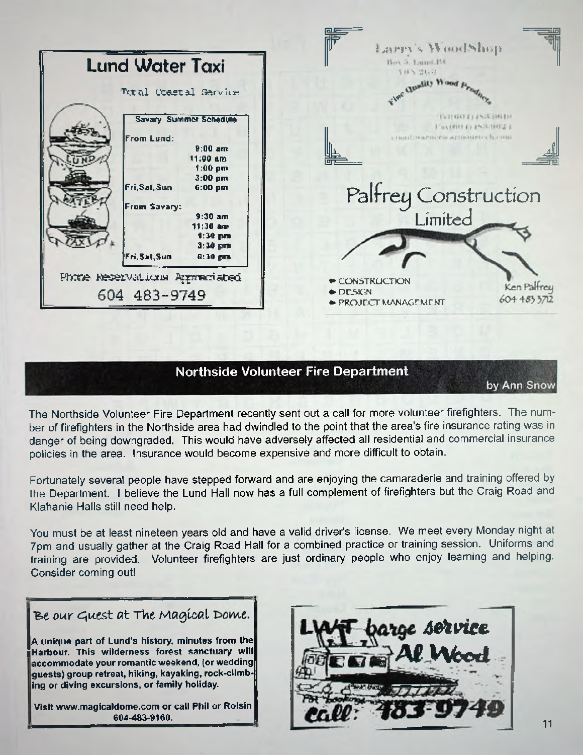## Lund Water Taxi

Total Coastal Service

| Savary Summer Schedule | |
|---|---|
| **From Lund:** | |
| | 9:00 am |
| | 11:00 am |
| | 1:00 pm |
| | 3:00 pm |
| Fri, Sat, Sun | 6:00 pm |
| **From Savary:** | |
| | 9:30 am |
| | 11:30 am |
| | 1:30 pm |
| | 3:30 pm |
| Fri, Sat, Sun | 6:30 pm |

Phone Reservations Appreciated

604 483-9749

---

Larry's WoodShop

Box 5, Lund, BC

V0N 2G0

Fine Quality Wood Products

Tel (604) 483-9619

Fax (604) 483-9024

---

## Palfrey Construction Limited

- CONSTRUCTION
- DESIGN
- PROJECT MANAGEMENT

Ken Palfrey

604 483 3712

---

## Northside Volunteer Fire Department

by Ann Snow

The Northside Volunteer Fire Department recently sent out a call for more volunteer firefighters. The number of firefighters in the Northside area had dwindled to the point that the area's fire insurance rating was in danger of being downgraded. This would have adversely affected all residential and commercial insurance policies in the area. Insurance would become expensive and more difficult to obtain.

Fortunately several people have stepped forward and are enjoying the camaraderie and training offered by the Department. I believe the Lund Hall now has a full complement of firefighters but the Craig Road and Klahanie Halls still need help.

You must be at least nineteen years old and have a valid driver's license. We meet every Monday night at 7pm and usually gather at the Craig Road Hall for a combined practice or training session. Uniforms and training are provided. Volunteer firefighters are just ordinary people who enjoy learning and helping. Consider coming out!

---

### Be our Guest at The Magical Dome.

**A unique part of Lund's history, minutes from the Harbour. This wilderness forest sanctuary will accommodate your romantic weekend, (or wedding guests) group retreat, hiking, kayaking, rock-climbing or diving excursions, or family holiday.**

**Visit www.magicaldome.com or call Phil or Roisin 604-483-9160.**

---

LWT barge service

Al Wood

For bookings call: 483-9749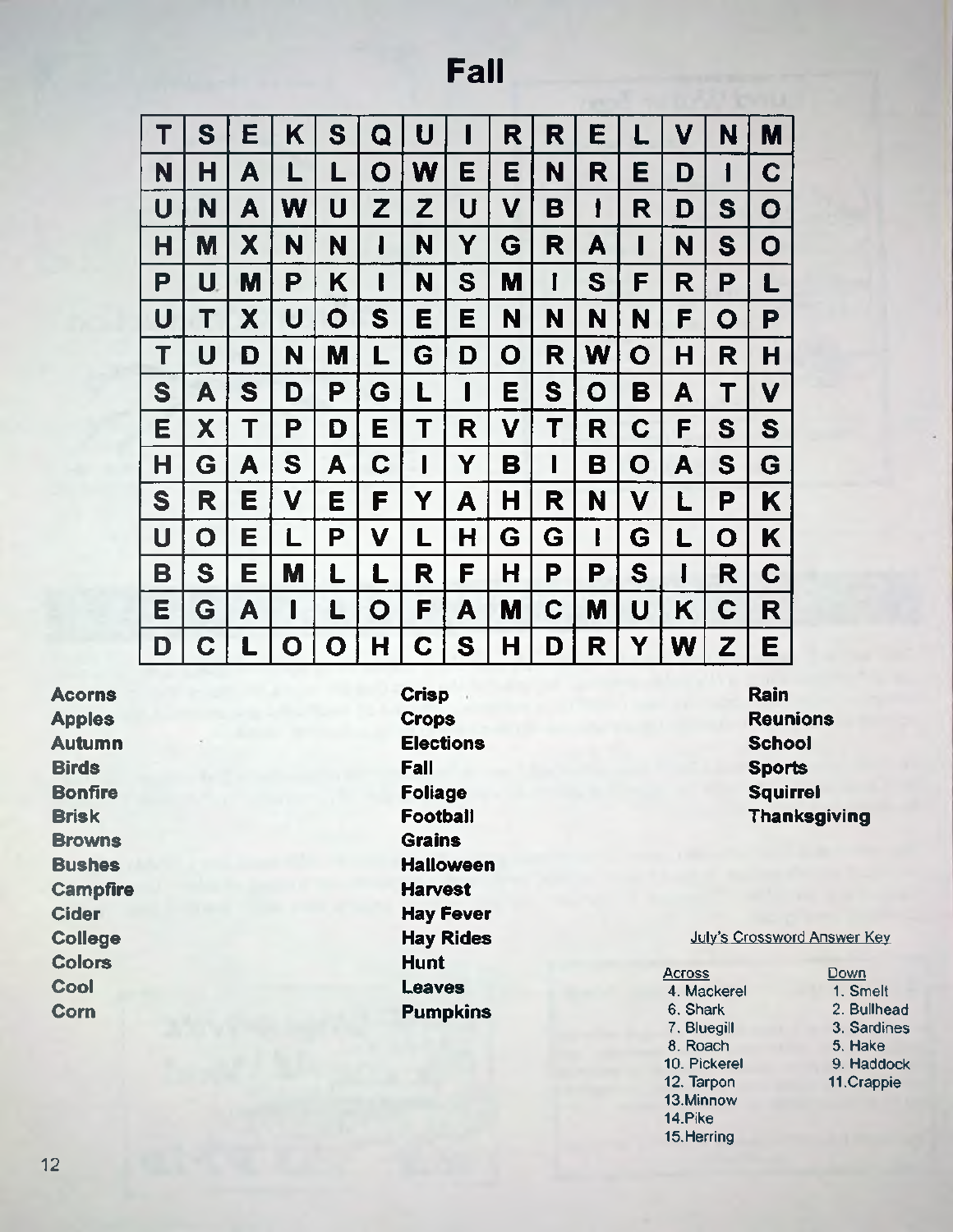# Fall

| | | | | | | | | | | | | | | |
|---|---|---|---|---|---|---|---|---|---|---|---|---|---|---|
| T | S | E | K | S | Q | U | I | R | R | E | L | V | N | M |
| N | H | A | L | L | O | W | E | E | N | R | E | D | I | C |
| U | N | A | W | U | Z | Z | U | V | B | I | R | D | S | O |
| H | M | X | N | N | I | N | Y | G | R | A | I | N | S | O |
| P | U | M | P | K | I | N | S | M | I | S | F | R | P | L |
| U | T | X | U | O | S | E | E | N | N | N | N | F | O | P |
| T | U | D | N | M | L | G | D | O | R | W | O | H | R | H |
| S | A | S | D | P | G | L | I | E | S | O | B | A | T | V |
| E | X | T | P | D | E | T | R | V | T | R | C | F | S | S |
| H | G | A | S | A | C | I | Y | B | I | B | O | A | S | G |
| S | R | E | V | E | F | Y | A | H | R | N | V | L | P | K |
| U | O | E | L | P | V | L | H | G | G | I | G | L | O | K |
| B | S | E | M | L | L | R | F | H | P | P | S | I | R | C |
| E | G | A | I | L | O | F | A | M | C | M | U | K | C | R |
| D | C | L | O | O | H | C | S | H | D | R | Y | W | Z | E |

**Acorns**
**Apples**
**Autumn**
**Birds**
**Bonfire**
**Brisk**
**Browns**
**Bushes**
**Campfire**
**Cider**
**College**
**Colors**
**Cool**
**Corn**
**Crisp**
**Crops**
**Elections**
**Fall**
**Foliage**
**Football**
**Grains**
**Halloween**
**Harvest**
**Hay Fever**
**Hay Rides**
**Hunt**
**Leaves**
**Pumpkins**
**Rain**
**Reunions**
**School**
**Sports**
**Squirrel**
**Thanksgiving**

July's Crossword Answer Key

Across
4. Mackerel
6. Shark
7. Bluegill
8. Roach
10. Pickerel
12. Tarpon
13. Minnow
14. Pike
15. Herring

Down
1. Smelt
2. Bullhead
3. Sardines
5. Hake
9. Haddock
11. Crappie